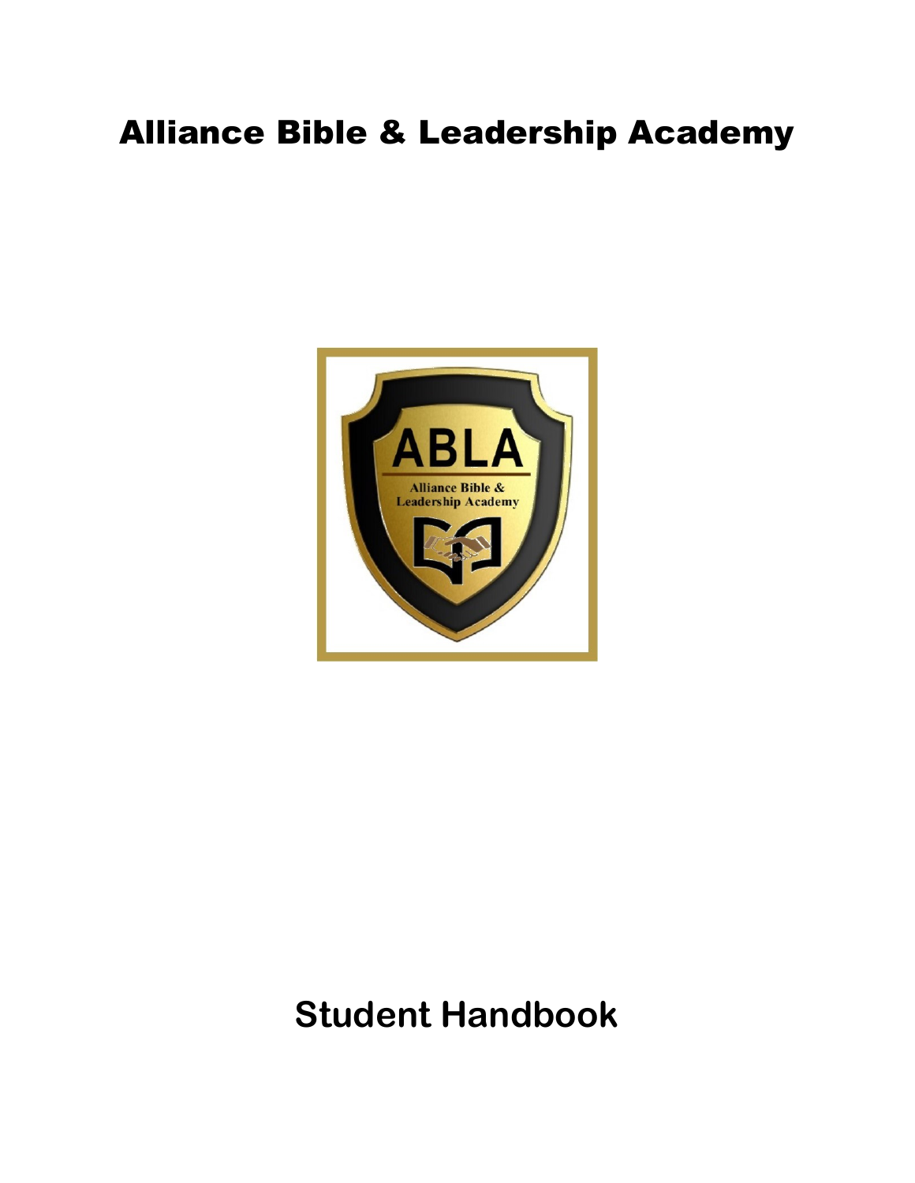# Alliance Bible & Leadership Academy

ABLA

Alliance Bible & Leadership Academy

# Student Handbook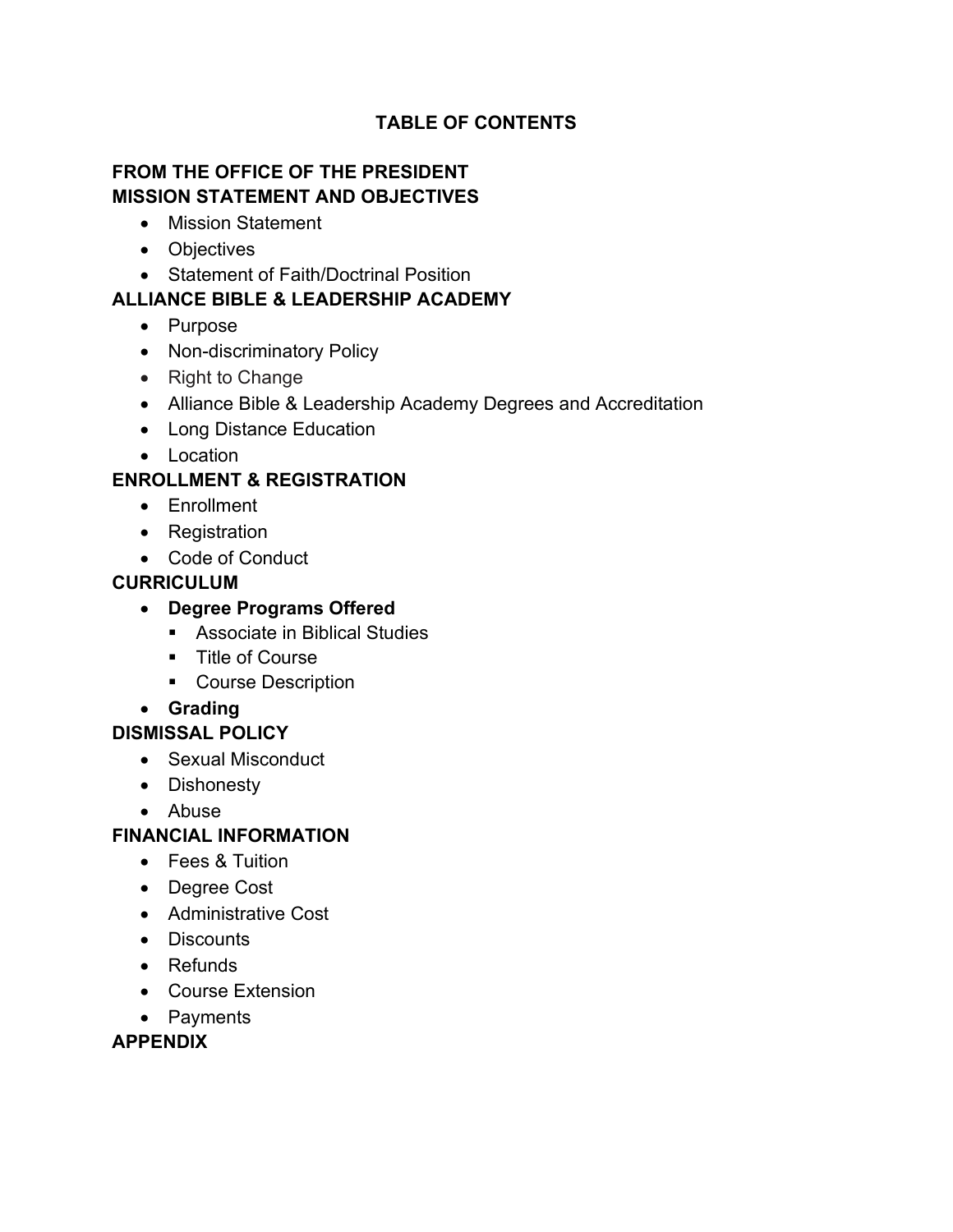# TABLE OF CONTENTS

**FROM THE OFFICE OF THE PRESIDENT**

**MISSION STATEMENT AND OBJECTIVES**

- Mission Statement
- Objectives
- Statement of Faith/Doctrinal Position

**ALLIANCE BIBLE & LEADERSHIP ACADEMY**

- Purpose
- Non-discriminatory Policy
- Right to Change
- Alliance Bible & Leadership Academy Degrees and Accreditation
- Long Distance Education
- Location

**ENROLLMENT & REGISTRATION**

- Enrollment
- Registration
- Code of Conduct

**CURRICULUM**

- **Degree Programs Offered**
  - Associate in Biblical Studies
  - Title of Course
  - Course Description
- **Grading**

**DISMISSAL POLICY**

- Sexual Misconduct
- Dishonesty
- Abuse

**FINANCIAL INFORMATION**

- Fees & Tuition
- Degree Cost
- Administrative Cost
- Discounts
- Refunds
- Course Extension
- Payments

**APPENDIX**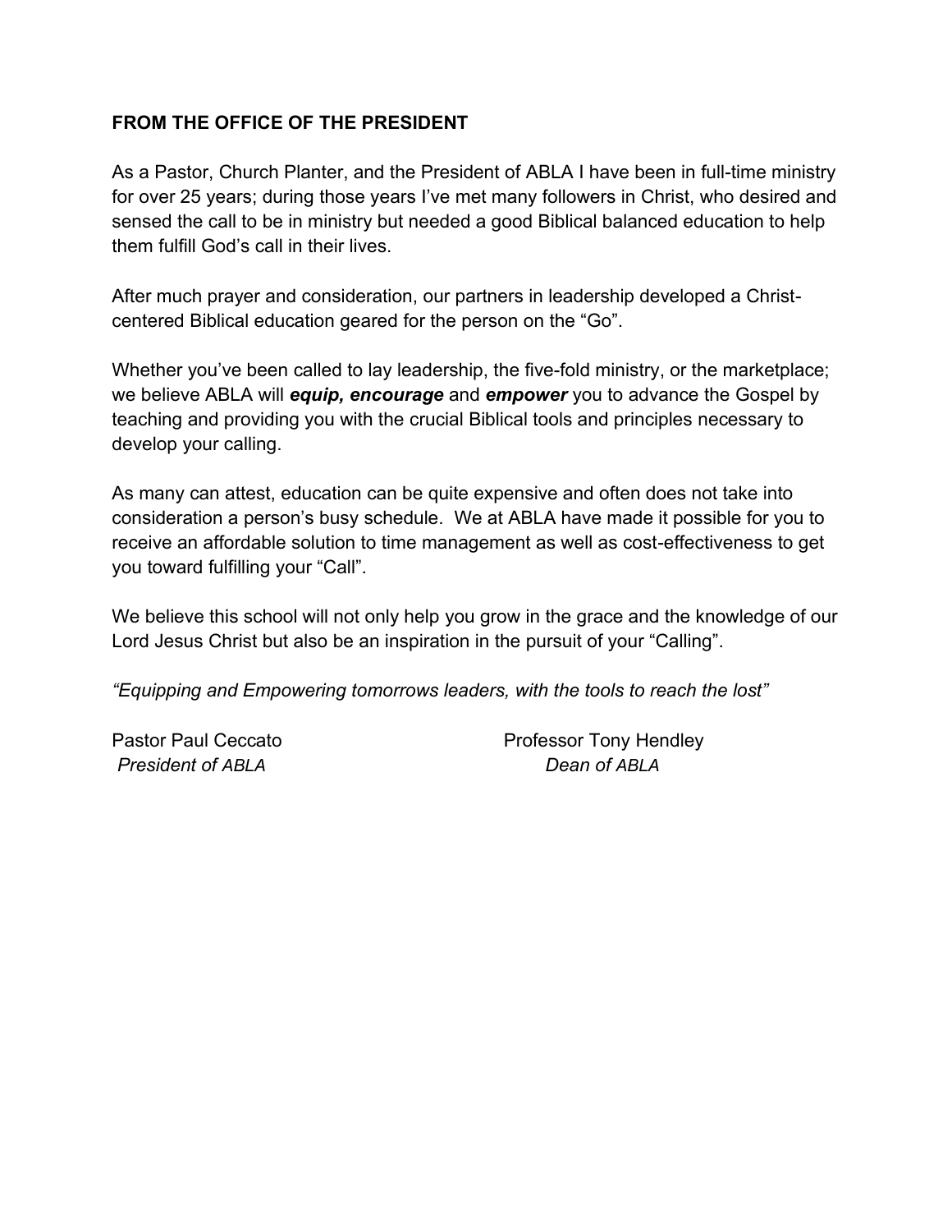**FROM THE OFFICE OF THE PRESIDENT**

As a Pastor, Church Planter, and the President of ABLA I have been in full-time ministry for over 25 years; during those years I've met many followers in Christ, who desired and sensed the call to be in ministry but needed a good Biblical balanced education to help them fulfill God's call in their lives.

After much prayer and consideration, our partners in leadership developed a Christ-centered Biblical education geared for the person on the "Go".

Whether you've been called to lay leadership, the five-fold ministry, or the marketplace; we believe ABLA will ***equip, encourage*** and ***empower*** you to advance the Gospel by teaching and providing you with the crucial Biblical tools and principles necessary to develop your calling.

As many can attest, education can be quite expensive and often does not take into consideration a person's busy schedule. We at ABLA have made it possible for you to receive an affordable solution to time management as well as cost-effectiveness to get you toward fulfilling your "Call".

We believe this school will not only help you grow in the grace and the knowledge of our Lord Jesus Christ but also be an inspiration in the pursuit of your "Calling".

*"Equipping and Empowering tomorrows leaders, with the tools to reach the lost"*

Pastor Paul Ceccato
*President of ABLA*

Professor Tony Hendley
*Dean of ABLA*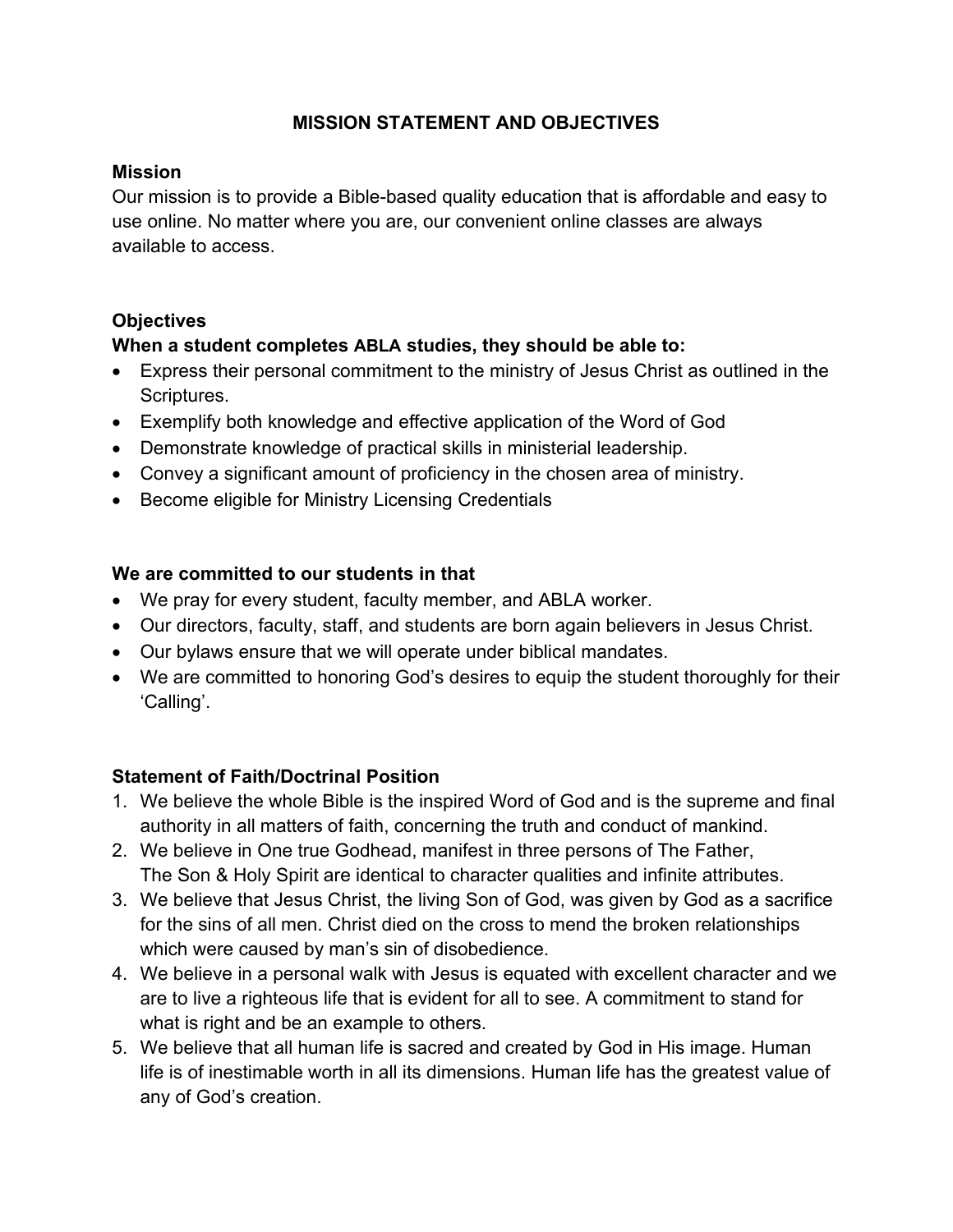# MISSION STATEMENT AND OBJECTIVES

### Mission

Our mission is to provide a Bible-based quality education that is affordable and easy to use online. No matter where you are, our convenient online classes are always available to access.

### Objectives

**When a student completes ABLA studies, they should be able to:**

- Express their personal commitment to the ministry of Jesus Christ as outlined in the Scriptures.
- Exemplify both knowledge and effective application of the Word of God
- Demonstrate knowledge of practical skills in ministerial leadership.
- Convey a significant amount of proficiency in the chosen area of ministry.
- Become eligible for Ministry Licensing Credentials

### We are committed to our students in that

- We pray for every student, faculty member, and ABLA worker.
- Our directors, faculty, staff, and students are born again believers in Jesus Christ.
- Our bylaws ensure that we will operate under biblical mandates.
- We are committed to honoring God's desires to equip the student thoroughly for their 'Calling'.

### Statement of Faith/Doctrinal Position

1. We believe the whole Bible is the inspired Word of God and is the supreme and final authority in all matters of faith, concerning the truth and conduct of mankind.
2. We believe in One true Godhead, manifest in three persons of The Father, The Son & Holy Spirit are identical to character qualities and infinite attributes.
3. We believe that Jesus Christ, the living Son of God, was given by God as a sacrifice for the sins of all men. Christ died on the cross to mend the broken relationships which were caused by man's sin of disobedience.
4. We believe in a personal walk with Jesus is equated with excellent character and we are to live a righteous life that is evident for all to see. A commitment to stand for what is right and be an example to others.
5. We believe that all human life is sacred and created by God in His image. Human life is of inestimable worth in all its dimensions. Human life has the greatest value of any of God's creation.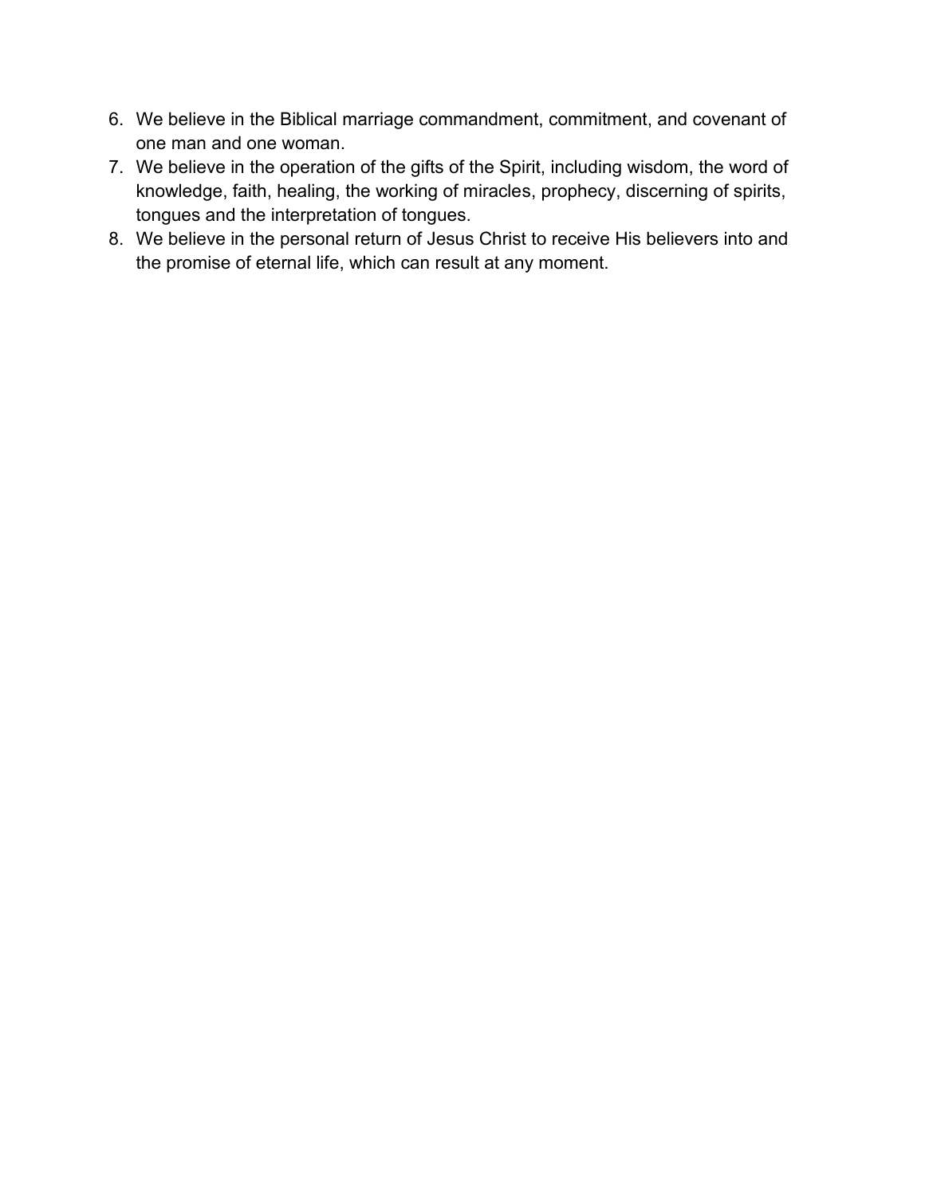6. We believe in the Biblical marriage commandment, commitment, and covenant of one man and one woman.
7. We believe in the operation of the gifts of the Spirit, including wisdom, the word of knowledge, faith, healing, the working of miracles, prophecy, discerning of spirits, tongues and the interpretation of tongues.
8. We believe in the personal return of Jesus Christ to receive His believers into and the promise of eternal life, which can result at any moment.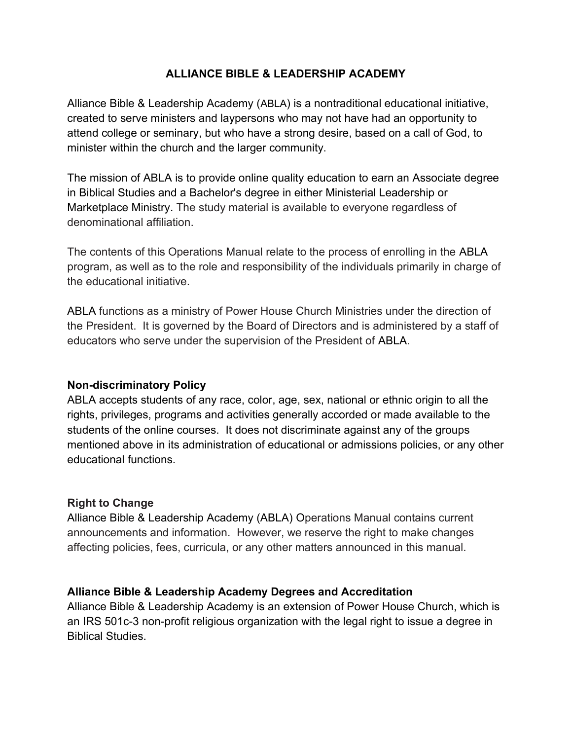# ALLIANCE BIBLE & LEADERSHIP ACADEMY

Alliance Bible & Leadership Academy (ABLA) is a nontraditional educational initiative, created to serve ministers and laypersons who may not have had an opportunity to attend college or seminary, but who have a strong desire, based on a call of God, to minister within the church and the larger community.

The mission of ABLA is to provide online quality education to earn an Associate degree in Biblical Studies and a Bachelor's degree in either Ministerial Leadership or Marketplace Ministry. The study material is available to everyone regardless of denominational affiliation.

The contents of this Operations Manual relate to the process of enrolling in the ABLA program, as well as to the role and responsibility of the individuals primarily in charge of the educational initiative.

ABLA functions as a ministry of Power House Church Ministries under the direction of the President. It is governed by the Board of Directors and is administered by a staff of educators who serve under the supervision of the President of ABLA.

## Non-discriminatory Policy

ABLA accepts students of any race, color, age, sex, national or ethnic origin to all the rights, privileges, programs and activities generally accorded or made available to the students of the online courses. It does not discriminate against any of the groups mentioned above in its administration of educational or admissions policies, or any other educational functions.

## Right to Change

Alliance Bible & Leadership Academy (ABLA) Operations Manual contains current announcements and information. However, we reserve the right to make changes affecting policies, fees, curricula, or any other matters announced in this manual.

## Alliance Bible & Leadership Academy Degrees and Accreditation

Alliance Bible & Leadership Academy is an extension of Power House Church, which is an IRS 501c-3 non-profit religious organization with the legal right to issue a degree in Biblical Studies.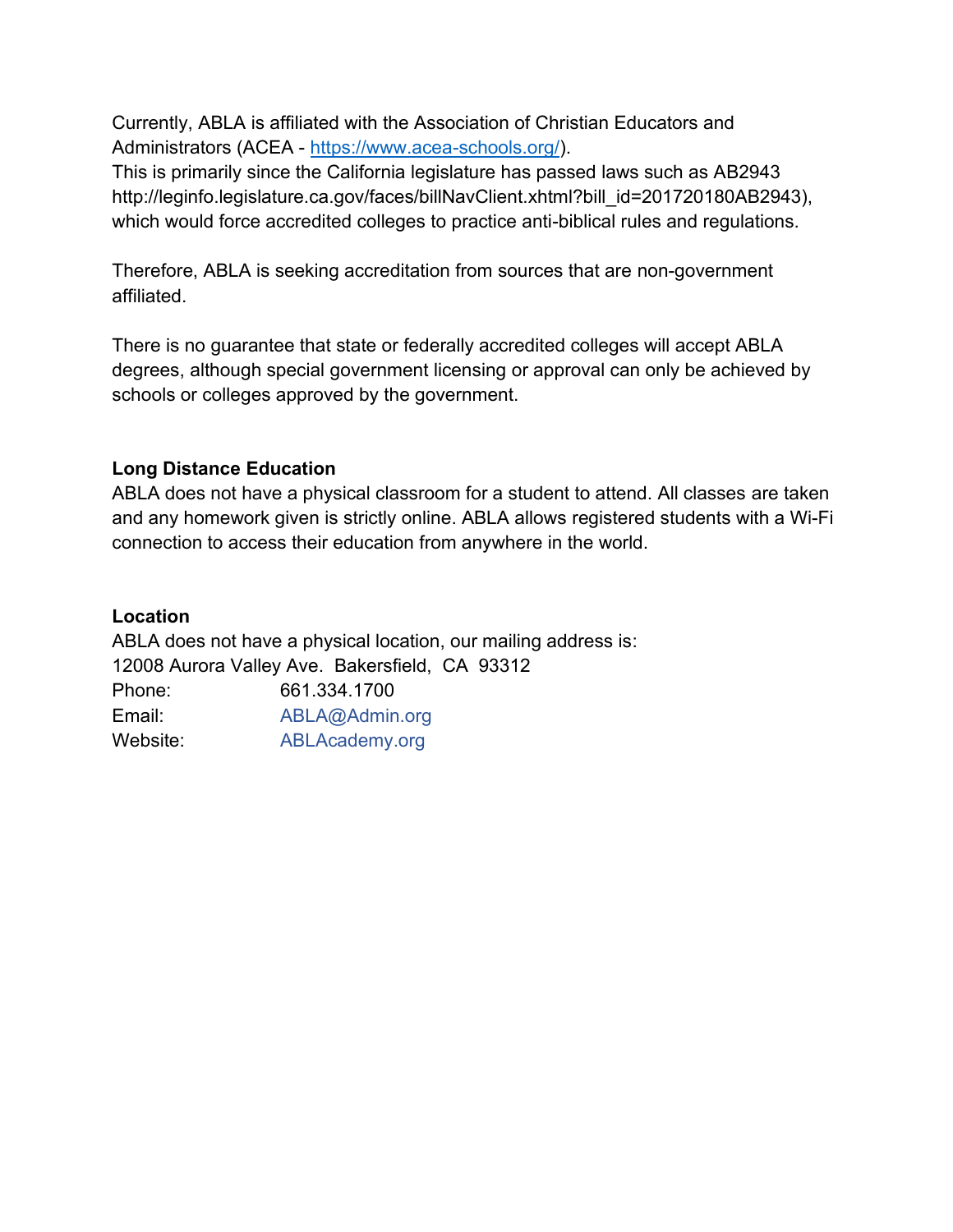Currently, ABLA is affiliated with the Association of Christian Educators and Administrators (ACEA - https://www.acea-schools.org/).
This is primarily since the California legislature has passed laws such as AB2943 http://leginfo.legislature.ca.gov/faces/billNavClient.xhtml?bill_id=201720180AB2943), which would force accredited colleges to practice anti-biblical rules and regulations.

Therefore, ABLA is seeking accreditation from sources that are non-government affiliated.

There is no guarantee that state or federally accredited colleges will accept ABLA degrees, although special government licensing or approval can only be achieved by schools or colleges approved by the government.

**Long Distance Education**

ABLA does not have a physical classroom for a student to attend. All classes are taken and any homework given is strictly online. ABLA allows registered students with a Wi-Fi connection to access their education from anywhere in the world.

**Location**

ABLA does not have a physical location, our mailing address is:
12008 Aurora Valley Ave. Bakersfield, CA 93312

Phone: 661.334.1700
Email: ABLA@Admin.org
Website: ABLAcademy.org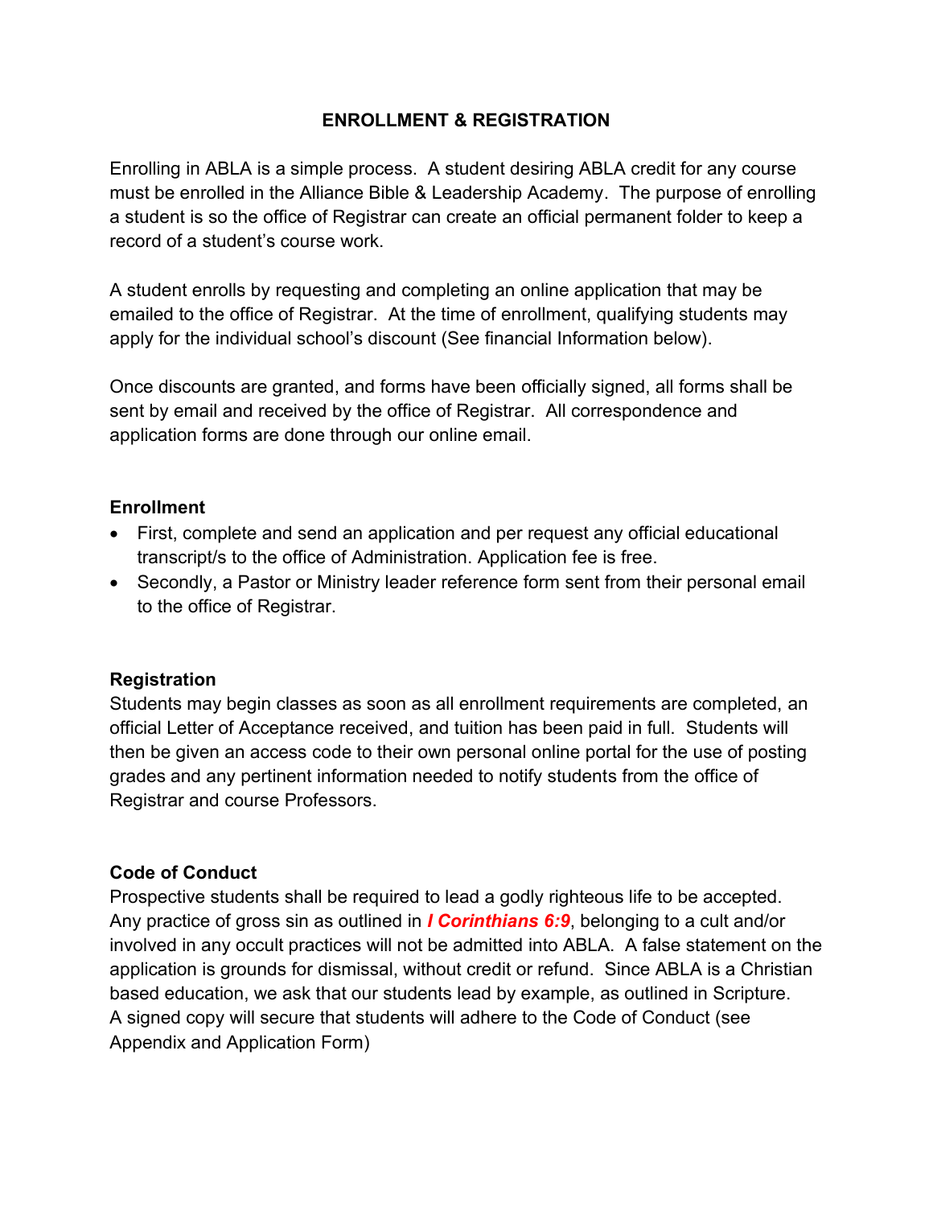## ENROLLMENT & REGISTRATION

Enrolling in ABLA is a simple process. A student desiring ABLA credit for any course must be enrolled in the Alliance Bible & Leadership Academy. The purpose of enrolling a student is so the office of Registrar can create an official permanent folder to keep a record of a student's course work.

A student enrolls by requesting and completing an online application that may be emailed to the office of Registrar. At the time of enrollment, qualifying students may apply for the individual school's discount (See financial Information below).

Once discounts are granted, and forms have been officially signed, all forms shall be sent by email and received by the office of Registrar. All correspondence and application forms are done through our online email.

### Enrollment

- First, complete and send an application and per request any official educational transcript/s to the office of Administration. Application fee is free.
- Secondly, a Pastor or Ministry leader reference form sent from their personal email to the office of Registrar.

### Registration

Students may begin classes as soon as all enrollment requirements are completed, an official Letter of Acceptance received, and tuition has been paid in full. Students will then be given an access code to their own personal online portal for the use of posting grades and any pertinent information needed to notify students from the office of Registrar and course Professors.

### Code of Conduct

Prospective students shall be required to lead a godly righteous life to be accepted. Any practice of gross sin as outlined in ***I Corinthians 6:9***, belonging to a cult and/or involved in any occult practices will not be admitted into ABLA. A false statement on the application is grounds for dismissal, without credit or refund. Since ABLA is a Christian based education, we ask that our students lead by example, as outlined in Scripture. A signed copy will secure that students will adhere to the Code of Conduct (see Appendix and Application Form)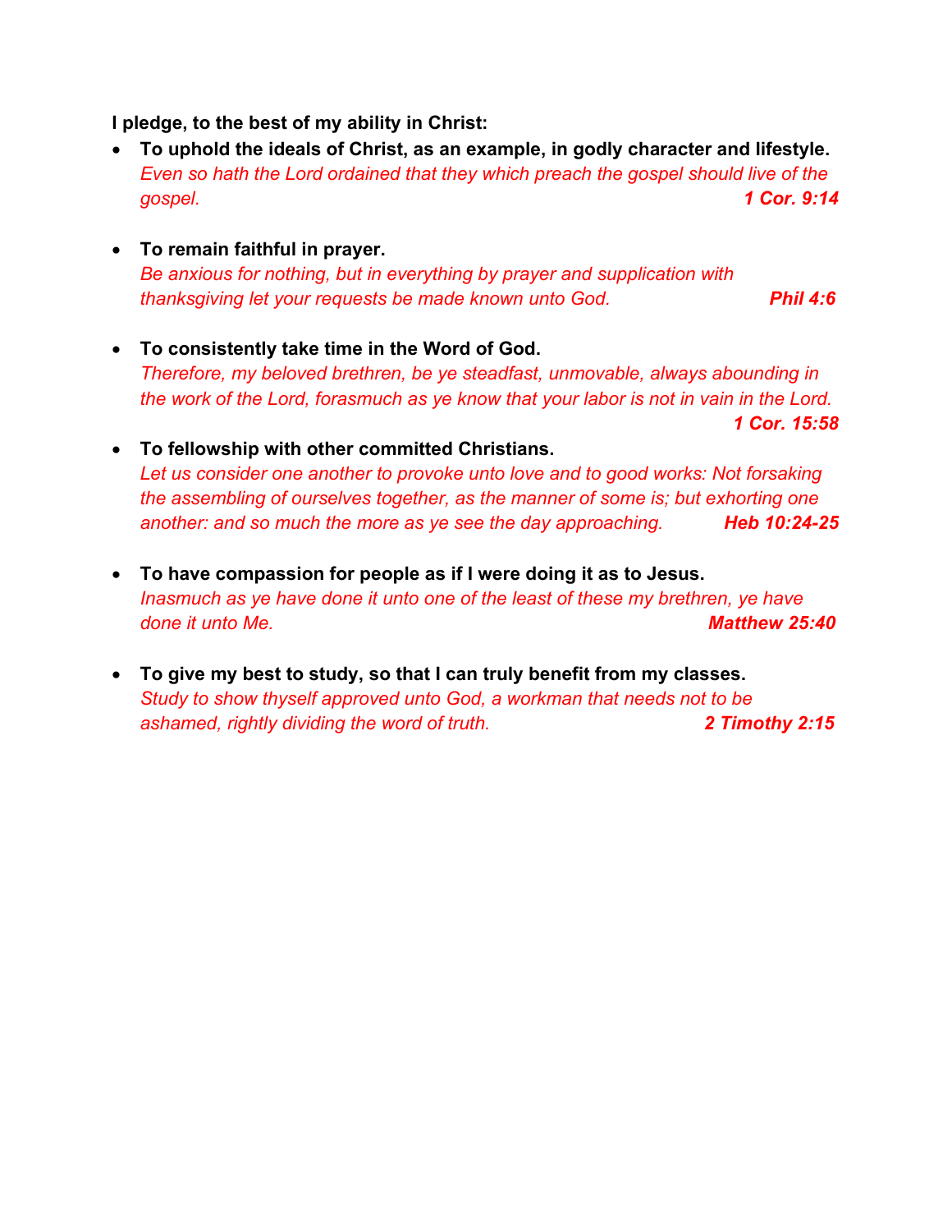**I pledge, to the best of my ability in Christ:**

- **To uphold the ideals of Christ, as an example, in godly character and lifestyle.**
  *Even so hath the Lord ordained that they which preach the gospel should live of the gospel.* ***1 Cor. 9:14***

- **To remain faithful in prayer.**
  *Be anxious for nothing, but in everything by prayer and supplication with thanksgiving let your requests be made known unto God.* ***Phil 4:6***

- **To consistently take time in the Word of God.**
  *Therefore, my beloved brethren, be ye steadfast, unmovable, always abounding in the work of the Lord, forasmuch as ye know that your labor is not in vain in the Lord.* ***1 Cor. 15:58***

- **To fellowship with other committed Christians.**
  *Let us consider one another to provoke unto love and to good works: Not forsaking the assembling of ourselves together, as the manner of some is; but exhorting one another: and so much the more as ye see the day approaching.* ***Heb 10:24-25***

- **To have compassion for people as if I were doing it as to Jesus.**
  *Inasmuch as ye have done it unto one of the least of these my brethren, ye have done it unto Me.* ***Matthew 25:40***

- **To give my best to study, so that I can truly benefit from my classes.**
  *Study to show thyself approved unto God, a workman that needs not to be ashamed, rightly dividing the word of truth.* ***2 Timothy 2:15***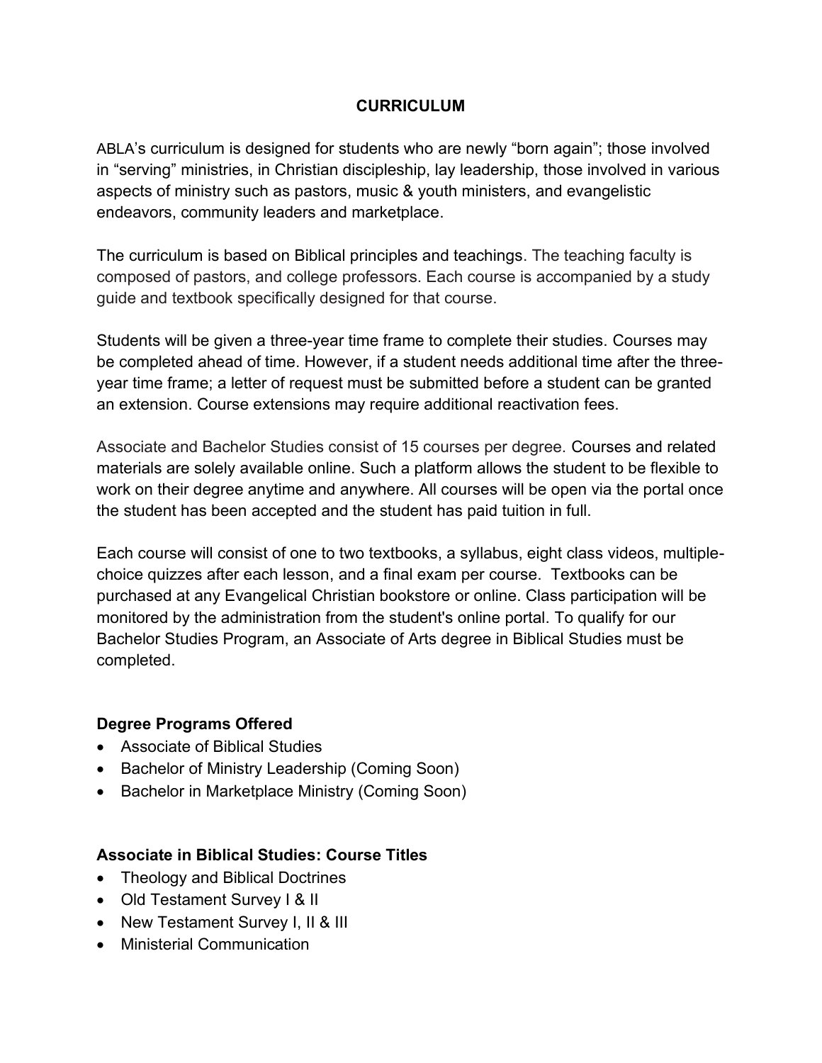# CURRICULUM

ABLA's curriculum is designed for students who are newly "born again"; those involved in "serving" ministries, in Christian discipleship, lay leadership, those involved in various aspects of ministry such as pastors, music & youth ministers, and evangelistic endeavors, community leaders and marketplace.

The curriculum is based on Biblical principles and teachings. The teaching faculty is composed of pastors, and college professors. Each course is accompanied by a study guide and textbook specifically designed for that course.

Students will be given a three-year time frame to complete their studies. Courses may be completed ahead of time. However, if a student needs additional time after the three-year time frame; a letter of request must be submitted before a student can be granted an extension. Course extensions may require additional reactivation fees.

Associate and Bachelor Studies consist of 15 courses per degree. Courses and related materials are solely available online. Such a platform allows the student to be flexible to work on their degree anytime and anywhere. All courses will be open via the portal once the student has been accepted and the student has paid tuition in full.

Each course will consist of one to two textbooks, a syllabus, eight class videos, multiple-choice quizzes after each lesson, and a final exam per course. Textbooks can be purchased at any Evangelical Christian bookstore or online. Class participation will be monitored by the administration from the student's online portal. To qualify for our Bachelor Studies Program, an Associate of Arts degree in Biblical Studies must be completed.

### Degree Programs Offered

- Associate of Biblical Studies
- Bachelor of Ministry Leadership (Coming Soon)
- Bachelor in Marketplace Ministry (Coming Soon)

### Associate in Biblical Studies: Course Titles

- Theology and Biblical Doctrines
- Old Testament Survey I & II
- New Testament Survey I, II & III
- Ministerial Communication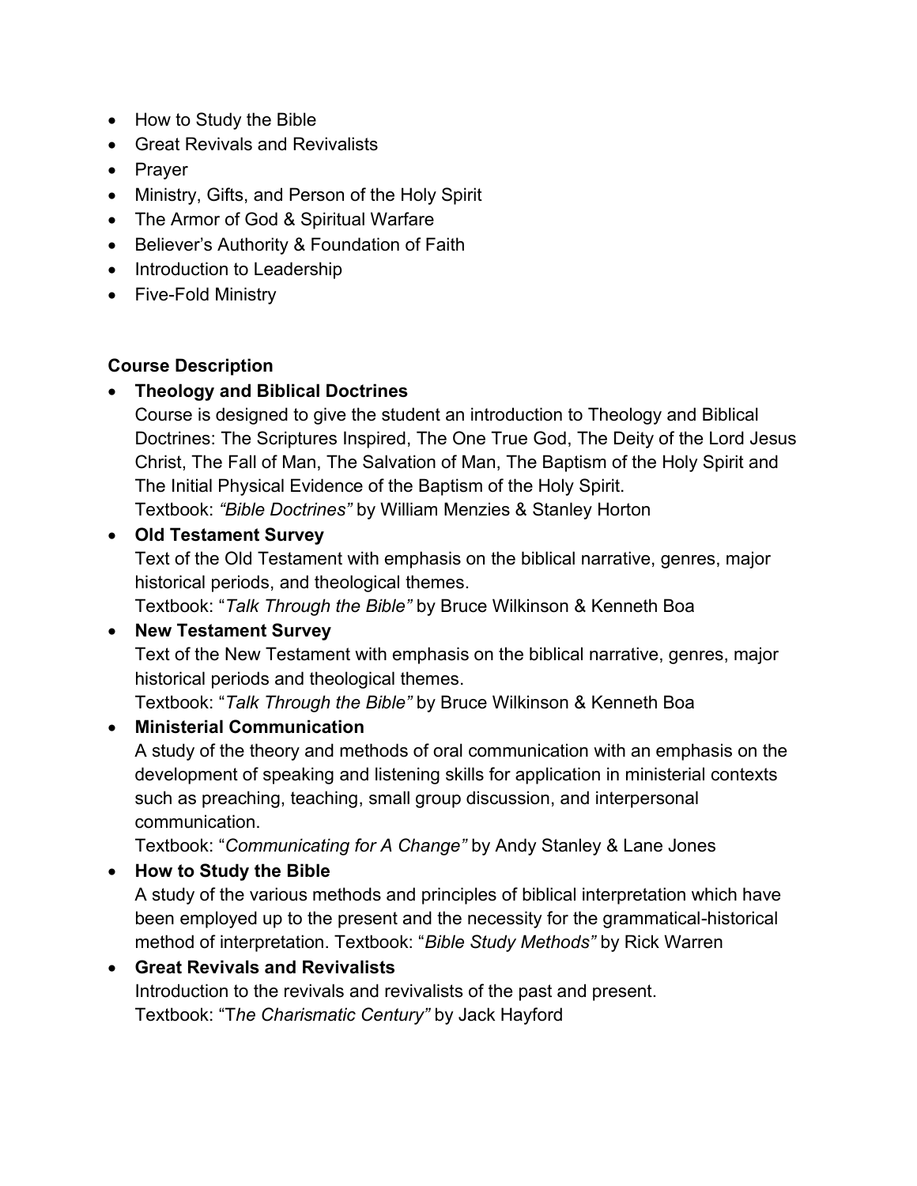- How to Study the Bible
- Great Revivals and Revivalists
- Prayer
- Ministry, Gifts, and Person of the Holy Spirit
- The Armor of God & Spiritual Warfare
- Believer's Authority & Foundation of Faith
- Introduction to Leadership
- Five-Fold Ministry

**Course Description**

- **Theology and Biblical Doctrines**
  Course is designed to give the student an introduction to Theology and Biblical Doctrines: The Scriptures Inspired, The One True God, The Deity of the Lord Jesus Christ, The Fall of Man, The Salvation of Man, The Baptism of the Holy Spirit and The Initial Physical Evidence of the Baptism of the Holy Spirit.
  Textbook: *"Bible Doctrines"* by William Menzies & Stanley Horton
- **Old Testament Survey**
  Text of the Old Testament with emphasis on the biblical narrative, genres, major historical periods, and theological themes.
  Textbook: "*Talk Through the Bible"* by Bruce Wilkinson & Kenneth Boa
- **New Testament Survey**
  Text of the New Testament with emphasis on the biblical narrative, genres, major historical periods and theological themes.
  Textbook: "*Talk Through the Bible"* by Bruce Wilkinson & Kenneth Boa
- **Ministerial Communication**
  A study of the theory and methods of oral communication with an emphasis on the development of speaking and listening skills for application in ministerial contexts such as preaching, teaching, small group discussion, and interpersonal communication.
  Textbook: "*Communicating for A Change"* by Andy Stanley & Lane Jones
- **How to Study the Bible**
  A study of the various methods and principles of biblical interpretation which have been employed up to the present and the necessity for the grammatical-historical method of interpretation. Textbook: "*Bible Study Methods"* by Rick Warren
- **Great Revivals and Revivalists**
  Introduction to the revivals and revivalists of the past and present.
  Textbook: "T*he Charismatic Century"* by Jack Hayford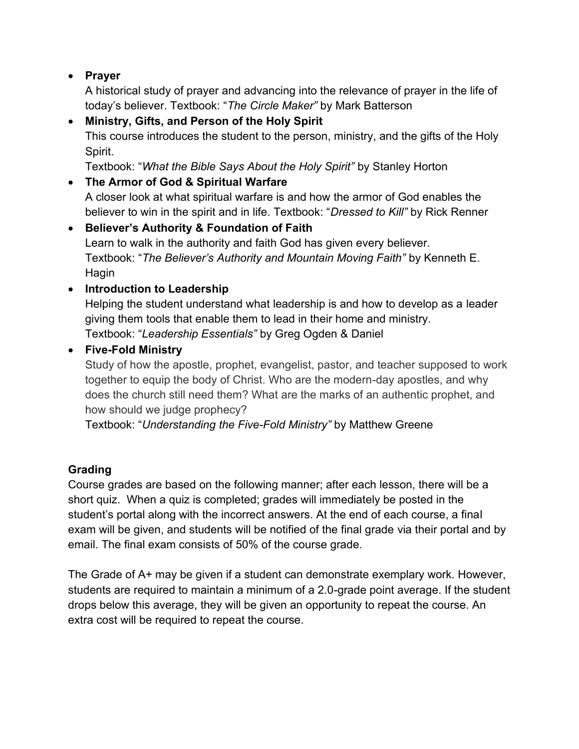- **Prayer**
  A historical study of prayer and advancing into the relevance of prayer in the life of today's believer. Textbook: "*The Circle Maker"* by Mark Batterson
- **Ministry, Gifts, and Person of the Holy Spirit**
  This course introduces the student to the person, ministry, and the gifts of the Holy Spirit.
  Textbook: "*What the Bible Says About the Holy Spirit"* by Stanley Horton
- **The Armor of God & Spiritual Warfare**
  A closer look at what spiritual warfare is and how the armor of God enables the believer to win in the spirit and in life. Textbook: "*Dressed to Kill"* by Rick Renner
- **Believer's Authority & Foundation of Faith**
  Learn to walk in the authority and faith God has given every believer.
  Textbook: "*The Believer's Authority and Mountain Moving Faith"* by Kenneth E. Hagin
- **Introduction to Leadership**
  Helping the student understand what leadership is and how to develop as a leader giving them tools that enable them to lead in their home and ministry.
  Textbook: "*Leadership Essentials"* by Greg Ogden & Daniel
- **Five-Fold Ministry**
  Study of how the apostle, prophet, evangelist, pastor, and teacher supposed to work together to equip the body of Christ. Who are the modern-day apostles, and why does the church still need them? What are the marks of an authentic prophet, and how should we judge prophecy?
  Textbook: "*Understanding the Five-Fold Ministry"* by Matthew Greene

**Grading**

Course grades are based on the following manner; after each lesson, there will be a short quiz. When a quiz is completed; grades will immediately be posted in the student's portal along with the incorrect answers. At the end of each course, a final exam will be given, and students will be notified of the final grade via their portal and by email. The final exam consists of 50% of the course grade.

The Grade of A+ may be given if a student can demonstrate exemplary work. However, students are required to maintain a minimum of a 2.0-grade point average. If the student drops below this average, they will be given an opportunity to repeat the course. An extra cost will be required to repeat the course.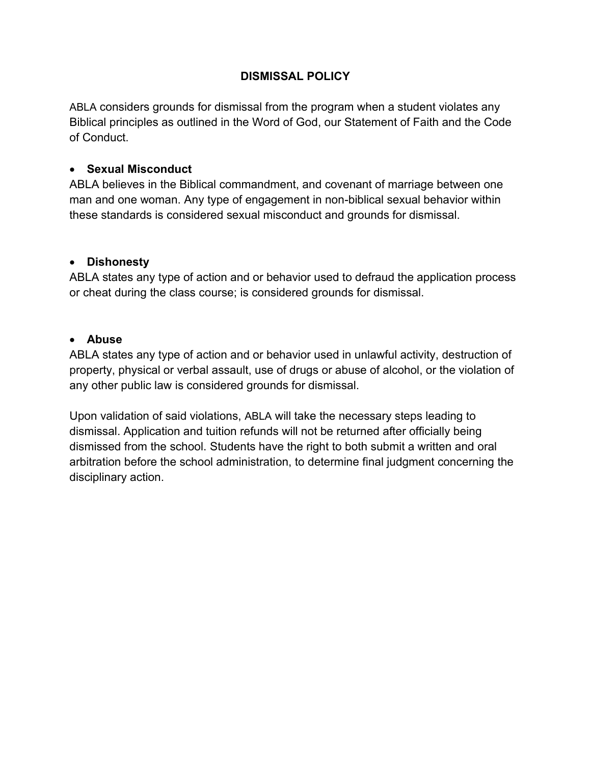## DISMISSAL POLICY

ABLA considers grounds for dismissal from the program when a student violates any Biblical principles as outlined in the Word of God, our Statement of Faith and the Code of Conduct.

- **Sexual Misconduct**

ABLA believes in the Biblical commandment, and covenant of marriage between one man and one woman. Any type of engagement in non-biblical sexual behavior within these standards is considered sexual misconduct and grounds for dismissal.

- **Dishonesty**

ABLA states any type of action and or behavior used to defraud the application process or cheat during the class course; is considered grounds for dismissal.

- **Abuse**

ABLA states any type of action and or behavior used in unlawful activity, destruction of property, physical or verbal assault, use of drugs or abuse of alcohol, or the violation of any other public law is considered grounds for dismissal.

Upon validation of said violations, ABLA will take the necessary steps leading to dismissal. Application and tuition refunds will not be returned after officially being dismissed from the school. Students have the right to both submit a written and oral arbitration before the school administration, to determine final judgment concerning the disciplinary action.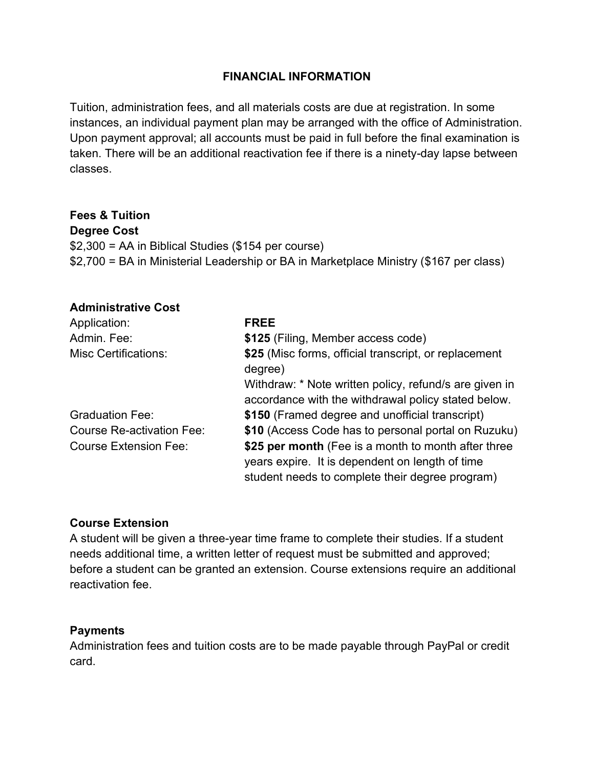## FINANCIAL INFORMATION

Tuition, administration fees, and all materials costs are due at registration. In some instances, an individual payment plan may be arranged with the office of Administration. Upon payment approval; all accounts must be paid in full before the final examination is taken. There will be an additional reactivation fee if there is a ninety-day lapse between classes.

**Fees & Tuition**
**Degree Cost**
$2,300 = AA in Biblical Studies ($154 per course)
$2,700 = BA in Ministerial Leadership or BA in Marketplace Ministry ($167 per class)

**Administrative Cost**

| | |
|---|---|
| Application: | **FREE** |
| Admin. Fee: | **$125** (Filing, Member access code) |
| Misc Certifications: | **$25** (Misc forms, official transcript, or replacement degree)<br>Withdraw: * Note written policy, refund/s are given in accordance with the withdrawal policy stated below. |
| Graduation Fee: | **$150** (Framed degree and unofficial transcript) |
| Course Re-activation Fee: | **$10** (Access Code has to personal portal on Ruzuku) |
| Course Extension Fee: | **$25 per month** (Fee is a month to month after three years expire. It is dependent on length of time student needs to complete their degree program) |

**Course Extension**
A student will be given a three-year time frame to complete their studies. If a student needs additional time, a written letter of request must be submitted and approved; before a student can be granted an extension. Course extensions require an additional reactivation fee.

**Payments**
Administration fees and tuition costs are to be made payable through PayPal or credit card.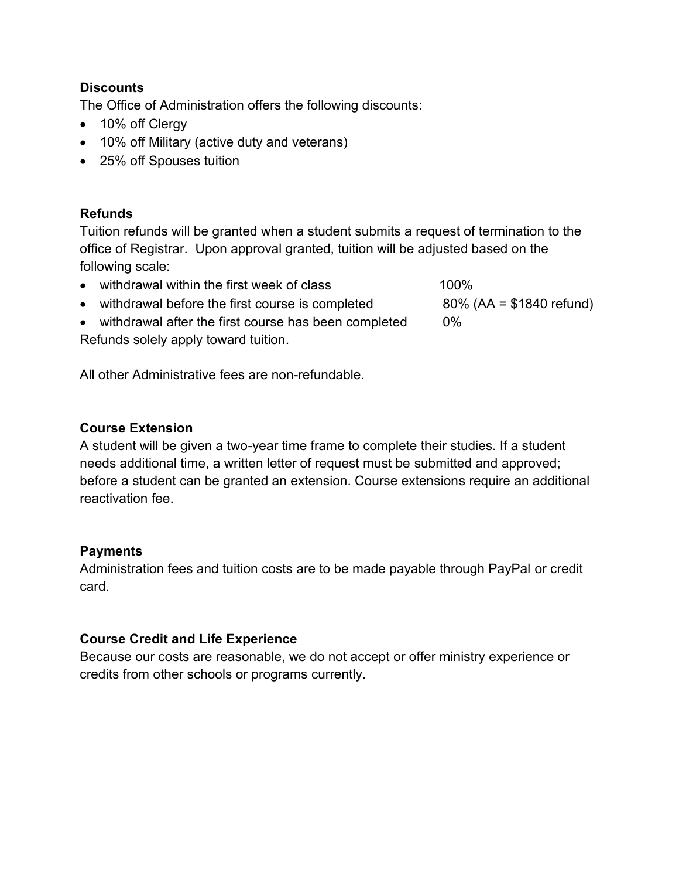**Discounts**

The Office of Administration offers the following discounts:

- 10% off Clergy
- 10% off Military (active duty and veterans)
- 25% off Spouses tuition

**Refunds**

Tuition refunds will be granted when a student submits a request of termination to the office of Registrar. Upon approval granted, tuition will be adjusted based on the following scale:

- withdrawal within the first week of class 100%
- withdrawal before the first course is completed 80% (AA = $1840 refund)
- withdrawal after the first course has been completed 0%

Refunds solely apply toward tuition.

All other Administrative fees are non-refundable.

**Course Extension**

A student will be given a two-year time frame to complete their studies. If a student needs additional time, a written letter of request must be submitted and approved; before a student can be granted an extension. Course extensions require an additional reactivation fee.

**Payments**

Administration fees and tuition costs are to be made payable through PayPal or credit card.

**Course Credit and Life Experience**

Because our costs are reasonable, we do not accept or offer ministry experience or credits from other schools or programs currently.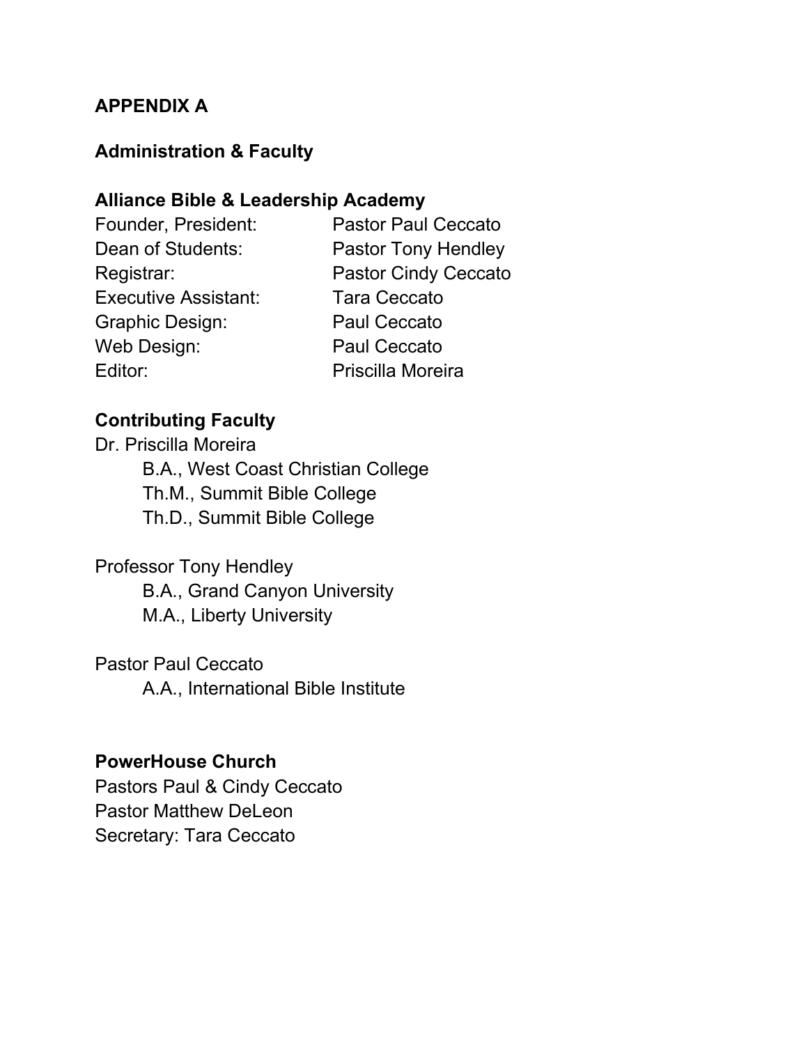## APPENDIX A

### Administration & Faculty

### Alliance Bible & Leadership Academy

| | |
|---|---|
| Founder, President: | Pastor Paul Ceccato |
| Dean of Students: | Pastor Tony Hendley |
| Registrar: | Pastor Cindy Ceccato |
| Executive Assistant: | Tara Ceccato |
| Graphic Design: | Paul Ceccato |
| Web Design: | Paul Ceccato |
| Editor: | Priscilla Moreira |

### Contributing Faculty

Dr. Priscilla Moreira
- B.A., West Coast Christian College
- Th.M., Summit Bible College
- Th.D., Summit Bible College

Professor Tony Hendley
- B.A., Grand Canyon University
- M.A., Liberty University

Pastor Paul Ceccato
- A.A., International Bible Institute

### PowerHouse Church

Pastors Paul & Cindy Ceccato
Pastor Matthew DeLeon
Secretary: Tara Ceccato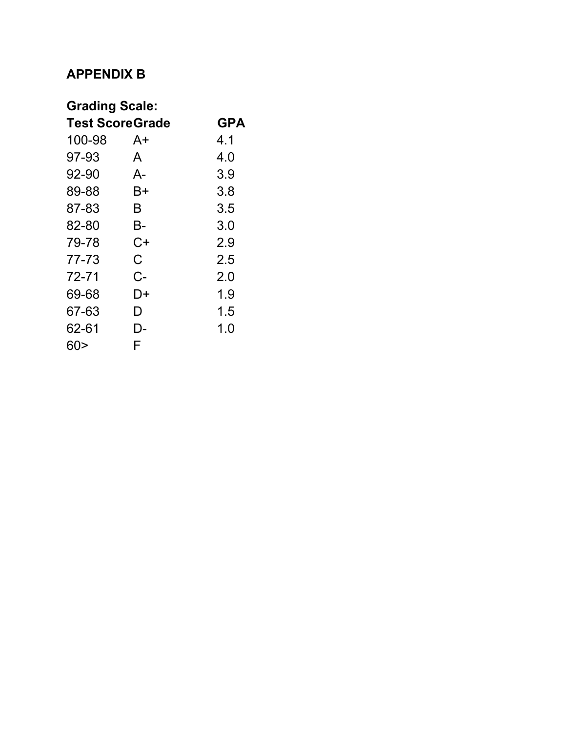## APPENDIX B

**Grading Scale:**

| **Test Score** | **Grade** | **GPA** |
|---|---|---|
| 100-98 | A+ | 4.1 |
| 97-93 | A | 4.0 |
| 92-90 | A- | 3.9 |
| 89-88 | B+ | 3.8 |
| 87-83 | B | 3.5 |
| 82-80 | B- | 3.0 |
| 79-78 | C+ | 2.9 |
| 77-73 | C | 2.5 |
| 72-71 | C- | 2.0 |
| 69-68 | D+ | 1.9 |
| 67-63 | D | 1.5 |
| 62-61 | D- | 1.0 |
| 60> | F | |